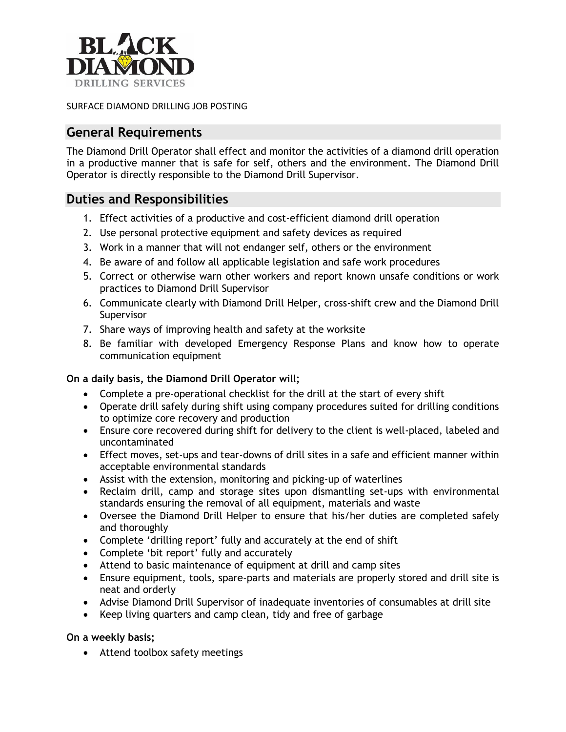SURFACE DIAMOND DRILLING JOB POSTING

## General Requirements

The Diamond Drill Operator shall effect and monitor the activities of a diamond drill operation in a productive manner that is safe for self, others and the environment. The Diamond Drill Operator is directly responsible to the Diamond Drill Supervisor.

## Duties and Responsibilities

1. Effect activities of a productive and cost-efficient diamond drill operation
2. Use personal protective equipment and safety devices as required
3. Work in a manner that will not endanger self, others or the environment
4. Be aware of and follow all applicable legislation and safe work procedures
5. Correct or otherwise warn other workers and report known unsafe conditions or work practices to Diamond Drill Supervisor
6. Communicate clearly with Diamond Drill Helper, cross-shift crew and the Diamond Drill Supervisor
7. Share ways of improving health and safety at the worksite
8. Be familiar with developed Emergency Response Plans and know how to operate communication equipment

**On a daily basis, the Diamond Drill Operator will;**

- Complete a pre-operational checklist for the drill at the start of every shift
- Operate drill safely during shift using company procedures suited for drilling conditions to optimize core recovery and production
- Ensure core recovered during shift for delivery to the client is well-placed, labeled and uncontaminated
- Effect moves, set-ups and tear-downs of drill sites in a safe and efficient manner within acceptable environmental standards
- Assist with the extension, monitoring and picking-up of waterlines
- Reclaim drill, camp and storage sites upon dismantling set-ups with environmental standards ensuring the removal of all equipment, materials and waste
- Oversee the Diamond Drill Helper to ensure that his/her duties are completed safely and thoroughly
- Complete 'drilling report' fully and accurately at the end of shift
- Complete 'bit report' fully and accurately
- Attend to basic maintenance of equipment at drill and camp sites
- Ensure equipment, tools, spare-parts and materials are properly stored and drill site is neat and orderly
- Advise Diamond Drill Supervisor of inadequate inventories of consumables at drill site
- Keep living quarters and camp clean, tidy and free of garbage

**On a weekly basis;**

- Attend toolbox safety meetings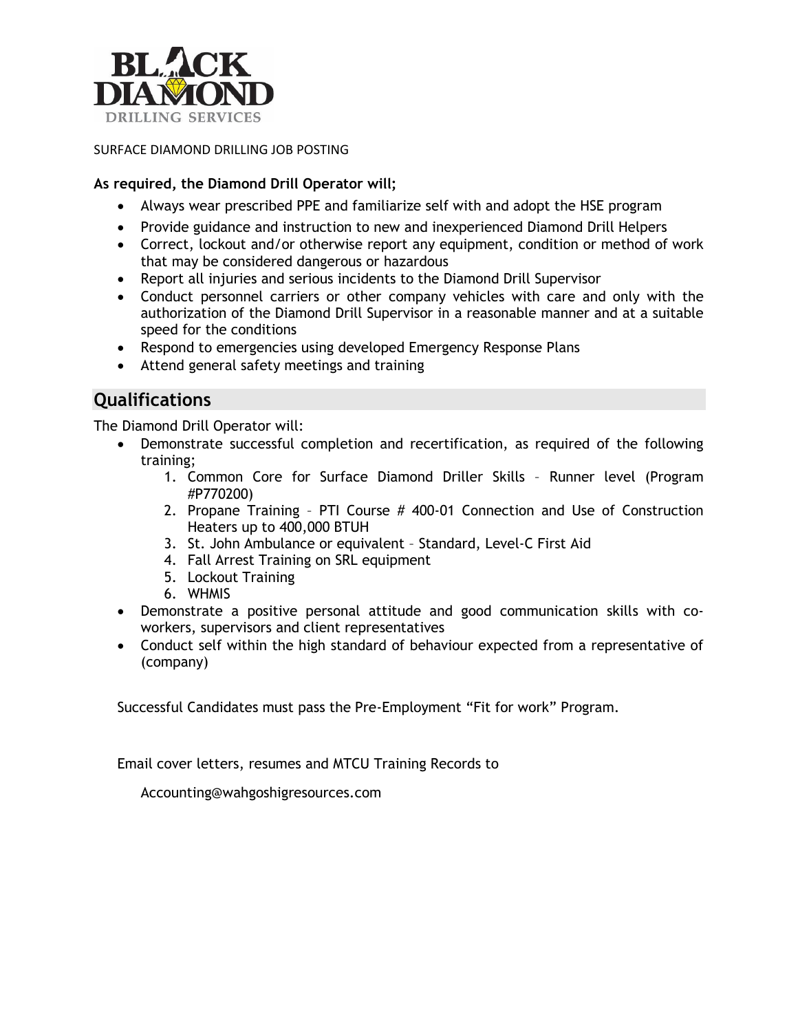SURFACE DIAMOND DRILLING JOB POSTING

**As required, the Diamond Drill Operator will;**

- Always wear prescribed PPE and familiarize self with and adopt the HSE program
- Provide guidance and instruction to new and inexperienced Diamond Drill Helpers
- Correct, lockout and/or otherwise report any equipment, condition or method of work that may be considered dangerous or hazardous
- Report all injuries and serious incidents to the Diamond Drill Supervisor
- Conduct personnel carriers or other company vehicles with care and only with the authorization of the Diamond Drill Supervisor in a reasonable manner and at a suitable speed for the conditions
- Respond to emergencies using developed Emergency Response Plans
- Attend general safety meetings and training

## Qualifications

The Diamond Drill Operator will:

- Demonstrate successful completion and recertification, as required of the following training;
    1. Common Core for Surface Diamond Driller Skills – Runner level (Program #P770200)
    2. Propane Training – PTI Course # 400-01 Connection and Use of Construction Heaters up to 400,000 BTUH
    3. St. John Ambulance or equivalent – Standard, Level-C First Aid
    4. Fall Arrest Training on SRL equipment
    5. Lockout Training
    6. WHMIS
- Demonstrate a positive personal attitude and good communication skills with co-workers, supervisors and client representatives
- Conduct self within the high standard of behaviour expected from a representative of (company)

Successful Candidates must pass the Pre-Employment "Fit for work" Program.

Email cover letters, resumes and MTCU Training Records to

Accounting@wahgoshigresources.com